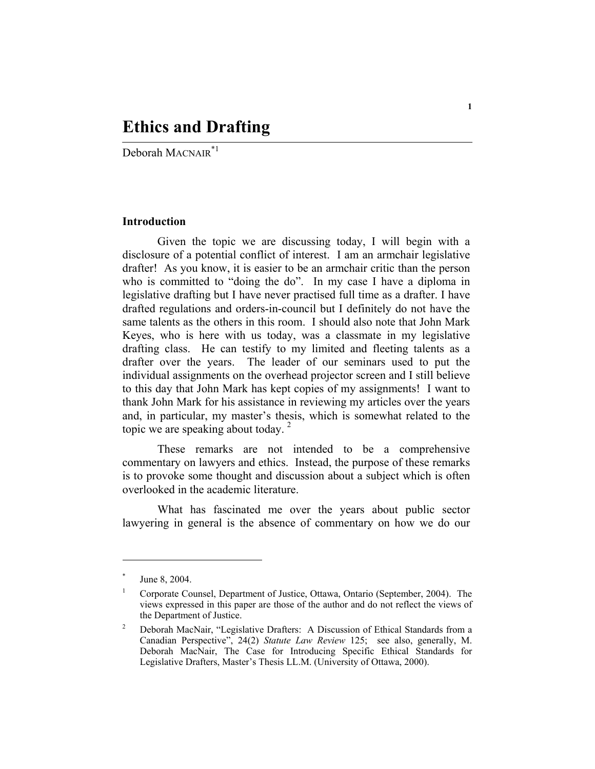# Ethics and Drafting

Deborah MACNAIR[*1]

## Introduction

Given the topic we are discussing today, I will begin with a disclosure of a potential conflict of interest. I am an armchair legislative drafter! As you know, it is easier to be an armchair critic than the person who is committed to "doing the do". In my case I have a diploma in legislative drafting but I have never practised full time as a drafter. I have drafted regulations and orders-in-council but I definitely do not have the same talents as the others in this room. I should also note that John Mark Keyes, who is here with us today, was a classmate in my legislative drafting class. He can testify to my limited and fleeting talents as a drafter over the years. The leader of our seminars used to put the individual assignments on the overhead projector screen and I still believe to this day that John Mark has kept copies of my assignments! I want to thank John Mark for his assistance in reviewing my articles over the years and, in particular, my master's thesis, which is somewhat related to the topic we are speaking about today. [2]

These remarks are not intended to be a comprehensive commentary on lawyers and ethics. Instead, the purpose of these remarks is to provoke some thought and discussion about a subject which is often overlooked in the academic literature.

What has fascinated me over the years about public sector lawyering in general is the absence of commentary on how we do our

---

[*] June 8, 2004.

[1] Corporate Counsel, Department of Justice, Ottawa, Ontario (September, 2004). The views expressed in this paper are those of the author and do not reflect the views of the Department of Justice.

[2] Deborah MacNair, "Legislative Drafters: A Discussion of Ethical Standards from a Canadian Perspective", 24(2) *Statute Law Review* 125; see also, generally, M. Deborah MacNair, The Case for Introducing Specific Ethical Standards for Legislative Drafters, Master's Thesis LL.M. (University of Ottawa, 2000).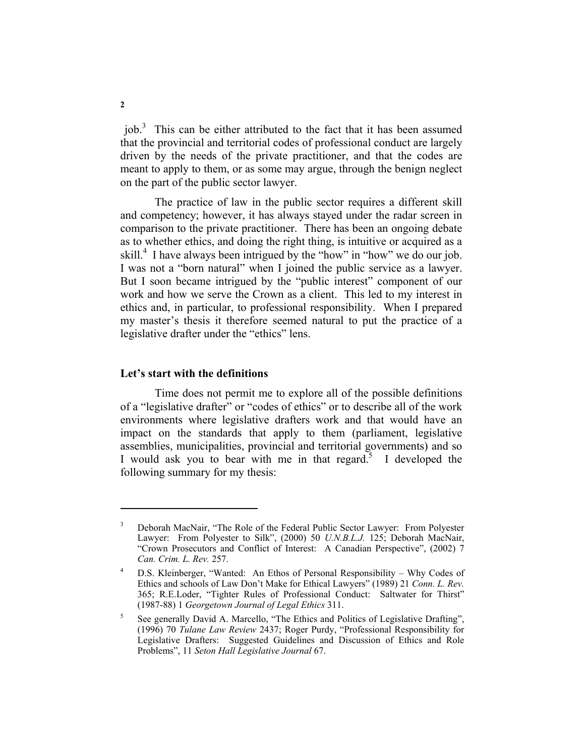job.[3] This can be either attributed to the fact that it has been assumed that the provincial and territorial codes of professional conduct are largely driven by the needs of the private practitioner, and that the codes are meant to apply to them, or as some may argue, through the benign neglect on the part of the public sector lawyer.

The practice of law in the public sector requires a different skill and competency; however, it has always stayed under the radar screen in comparison to the private practitioner. There has been an ongoing debate as to whether ethics, and doing the right thing, is intuitive or acquired as a skill.[4] I have always been intrigued by the "how" in "how" we do our job. I was not a "born natural" when I joined the public service as a lawyer. But I soon became intrigued by the "public interest" component of our work and how we serve the Crown as a client. This led to my interest in ethics and, in particular, to professional responsibility. When I prepared my master's thesis it therefore seemed natural to put the practice of a legislative drafter under the "ethics" lens.

## Let's start with the definitions

Time does not permit me to explore all of the possible definitions of a "legislative drafter" or "codes of ethics" or to describe all of the work environments where legislative drafters work and that would have an impact on the standards that apply to them (parliament, legislative assemblies, municipalities, provincial and territorial governments) and so I would ask you to bear with me in that regard.[5] I developed the following summary for my thesis:

---

[3] Deborah MacNair, "The Role of the Federal Public Sector Lawyer: From Polyester Lawyer: From Polyester to Silk", (2000) 50 *U.N.B.L.J.* 125; Deborah MacNair, "Crown Prosecutors and Conflict of Interest: A Canadian Perspective", (2002) 7 *Can. Crim. L. Rev.* 257.

[4] D.S. Kleinberger, "Wanted: An Ethos of Personal Responsibility – Why Codes of Ethics and schools of Law Don't Make for Ethical Lawyers" (1989) 21 *Conn. L. Rev.* 365; R.E.Loder, "Tighter Rules of Professional Conduct: Saltwater for Thirst" (1987-88) 1 *Georgetown Journal of Legal Ethics* 311.

[5] See generally David A. Marcello, "The Ethics and Politics of Legislative Drafting", (1996) 70 *Tulane Law Review* 2437; Roger Purdy, "Professional Responsibility for Legislative Drafters: Suggested Guidelines and Discussion of Ethics and Role Problems", 11 *Seton Hall Legislative Journal* 67.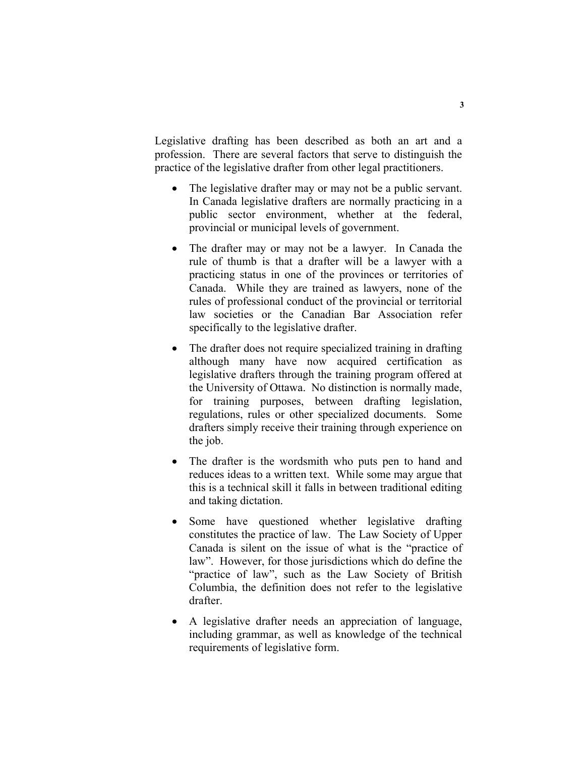Legislative drafting has been described as both an art and a profession. There are several factors that serve to distinguish the practice of the legislative drafter from other legal practitioners.

- The legislative drafter may or may not be a public servant. In Canada legislative drafters are normally practicing in a public sector environment, whether at the federal, provincial or municipal levels of government.
- The drafter may or may not be a lawyer. In Canada the rule of thumb is that a drafter will be a lawyer with a practicing status in one of the provinces or territories of Canada. While they are trained as lawyers, none of the rules of professional conduct of the provincial or territorial law societies or the Canadian Bar Association refer specifically to the legislative drafter.
- The drafter does not require specialized training in drafting although many have now acquired certification as legislative drafters through the training program offered at the University of Ottawa. No distinction is normally made, for training purposes, between drafting legislation, regulations, rules or other specialized documents. Some drafters simply receive their training through experience on the job.
- The drafter is the wordsmith who puts pen to hand and reduces ideas to a written text. While some may argue that this is a technical skill it falls in between traditional editing and taking dictation.
- Some have questioned whether legislative drafting constitutes the practice of law. The Law Society of Upper Canada is silent on the issue of what is the "practice of law". However, for those jurisdictions which do define the "practice of law", such as the Law Society of British Columbia, the definition does not refer to the legislative drafter.
- A legislative drafter needs an appreciation of language, including grammar, as well as knowledge of the technical requirements of legislative form.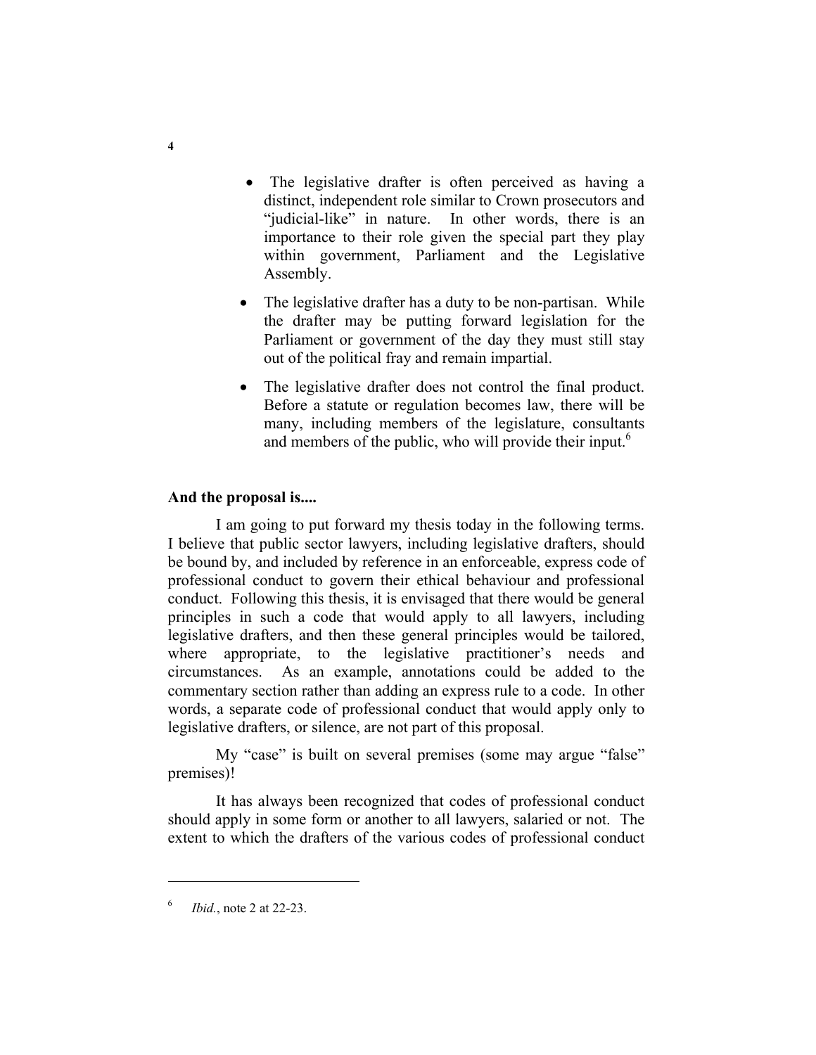- The legislative drafter is often perceived as having a distinct, independent role similar to Crown prosecutors and "judicial-like" in nature. In other words, there is an importance to their role given the special part they play within government, Parliament and the Legislative Assembly.
- The legislative drafter has a duty to be non-partisan. While the drafter may be putting forward legislation for the Parliament or government of the day they must still stay out of the political fray and remain impartial.
- The legislative drafter does not control the final product. Before a statute or regulation becomes law, there will be many, including members of the legislature, consultants and members of the public, who will provide their input.[6]

**And the proposal is....**

I am going to put forward my thesis today in the following terms. I believe that public sector lawyers, including legislative drafters, should be bound by, and included by reference in an enforceable, express code of professional conduct to govern their ethical behaviour and professional conduct. Following this thesis, it is envisaged that there would be general principles in such a code that would apply to all lawyers, including legislative drafters, and then these general principles would be tailored, where appropriate, to the legislative practitioner's needs and circumstances. As an example, annotations could be added to the commentary section rather than adding an express rule to a code. In other words, a separate code of professional conduct that would apply only to legislative drafters, or silence, are not part of this proposal.

My "case" is built on several premises (some may argue "false" premises)!

It has always been recognized that codes of professional conduct should apply in some form or another to all lawyers, salaried or not. The extent to which the drafters of the various codes of professional conduct

---

[6] *Ibid.*, note 2 at 22-23.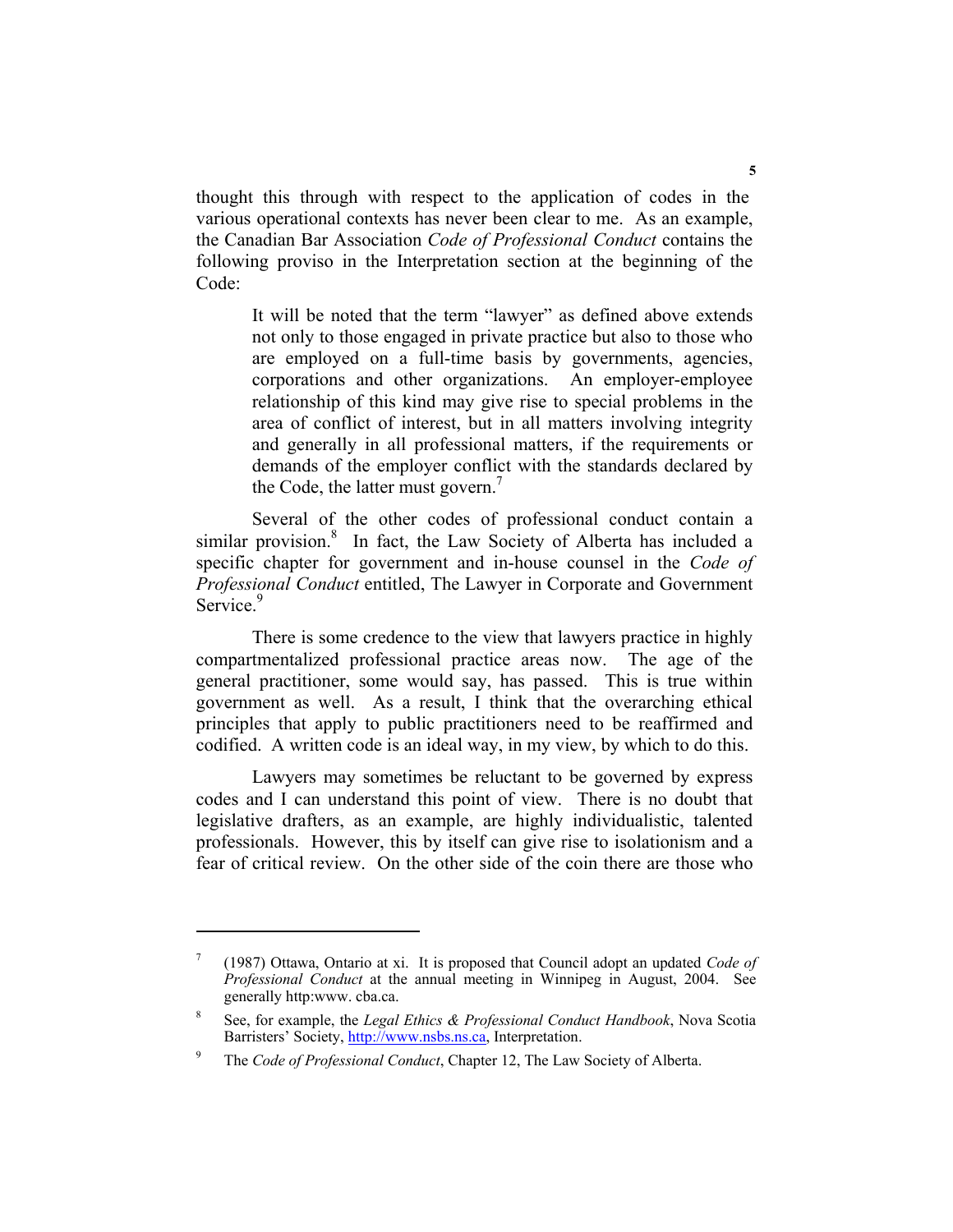thought this through with respect to the application of codes in the various operational contexts has never been clear to me. As an example, the Canadian Bar Association *Code of Professional Conduct* contains the following proviso in the Interpretation section at the beginning of the Code:

> It will be noted that the term "lawyer" as defined above extends not only to those engaged in private practice but also to those who are employed on a full-time basis by governments, agencies, corporations and other organizations. An employer-employee relationship of this kind may give rise to special problems in the area of conflict of interest, but in all matters involving integrity and generally in all professional matters, if the requirements or demands of the employer conflict with the standards declared by the Code, the latter must govern.[7]

Several of the other codes of professional conduct contain a similar provision.[8] In fact, the Law Society of Alberta has included a specific chapter for government and in-house counsel in the *Code of Professional Conduct* entitled, The Lawyer in Corporate and Government Service.[9]

There is some credence to the view that lawyers practice in highly compartmentalized professional practice areas now. The age of the general practitioner, some would say, has passed. This is true within government as well. As a result, I think that the overarching ethical principles that apply to public practitioners need to be reaffirmed and codified. A written code is an ideal way, in my view, by which to do this.

Lawyers may sometimes be reluctant to be governed by express codes and I can understand this point of view. There is no doubt that legislative drafters, as an example, are highly individualistic, talented professionals. However, this by itself can give rise to isolationism and a fear of critical review. On the other side of the coin there are those who

---

[7] (1987) Ottawa, Ontario at xi. It is proposed that Council adopt an updated *Code of Professional Conduct* at the annual meeting in Winnipeg in August, 2004. See generally http:www. cba.ca.

[8] See, for example, the *Legal Ethics & Professional Conduct Handbook*, Nova Scotia Barristers' Society, http://www.nsbs.ns.ca, Interpretation.

[9] The *Code of Professional Conduct*, Chapter 12, The Law Society of Alberta.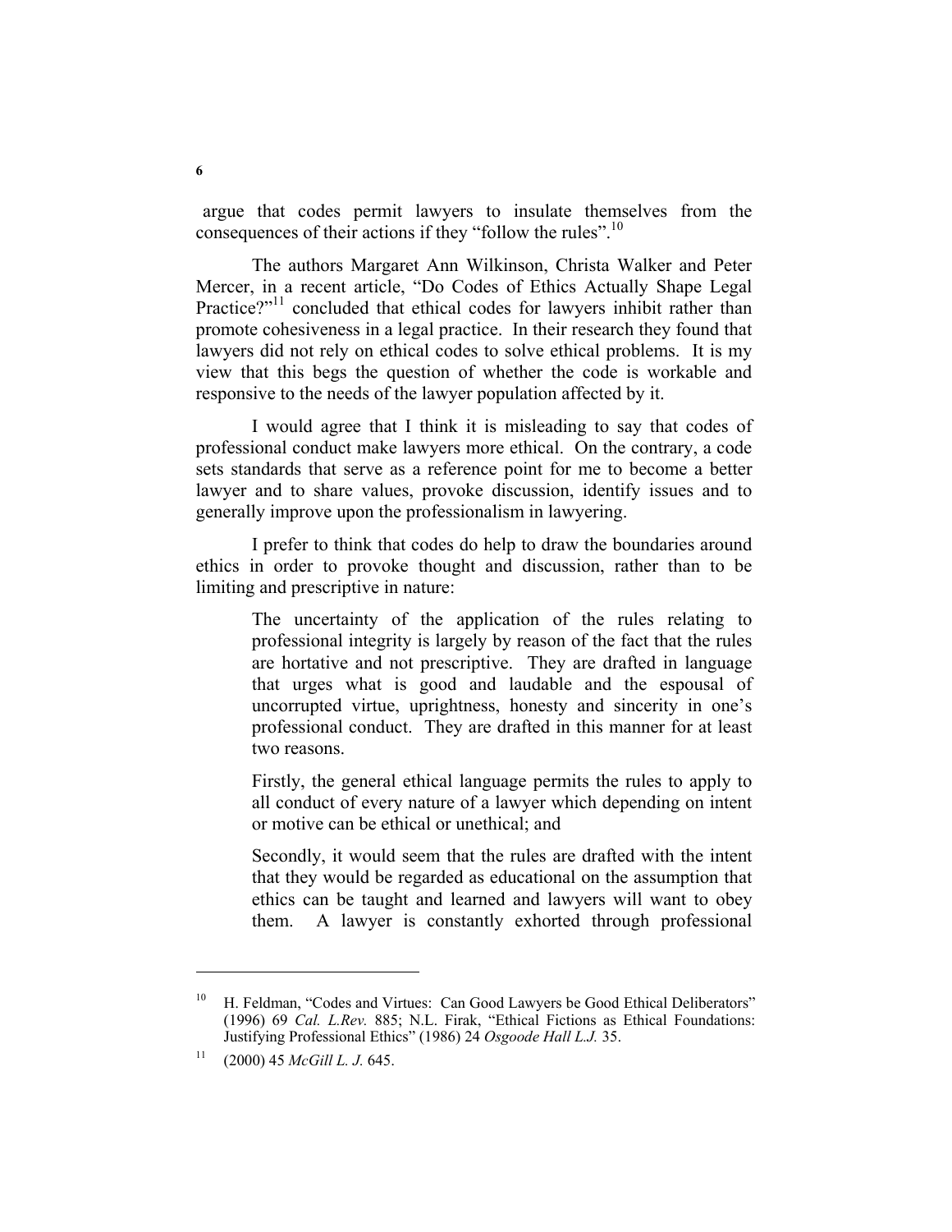argue that codes permit lawyers to insulate themselves from the consequences of their actions if they "follow the rules".[10]

The authors Margaret Ann Wilkinson, Christa Walker and Peter Mercer, in a recent article, "Do Codes of Ethics Actually Shape Legal Practice?"[11] concluded that ethical codes for lawyers inhibit rather than promote cohesiveness in a legal practice. In their research they found that lawyers did not rely on ethical codes to solve ethical problems. It is my view that this begs the question of whether the code is workable and responsive to the needs of the lawyer population affected by it.

I would agree that I think it is misleading to say that codes of professional conduct make lawyers more ethical. On the contrary, a code sets standards that serve as a reference point for me to become a better lawyer and to share values, provoke discussion, identify issues and to generally improve upon the professionalism in lawyering.

I prefer to think that codes do help to draw the boundaries around ethics in order to provoke thought and discussion, rather than to be limiting and prescriptive in nature:

> The uncertainty of the application of the rules relating to professional integrity is largely by reason of the fact that the rules are hortative and not prescriptive. They are drafted in language that urges what is good and laudable and the espousal of uncorrupted virtue, uprightness, honesty and sincerity in one's professional conduct. They are drafted in this manner for at least two reasons.
>
> Firstly, the general ethical language permits the rules to apply to all conduct of every nature of a lawyer which depending on intent or motive can be ethical or unethical; and
>
> Secondly, it would seem that the rules are drafted with the intent that they would be regarded as educational on the assumption that ethics can be taught and learned and lawyers will want to obey them. A lawyer is constantly exhorted through professional

---

[10] H. Feldman, "Codes and Virtues: Can Good Lawyers be Good Ethical Deliberators" (1996) 69 *Cal. L.Rev.* 885; N.L. Firak, "Ethical Fictions as Ethical Foundations: Justifying Professional Ethics" (1986) 24 *Osgoode Hall L.J.* 35.

[11] (2000) 45 *McGill L. J.* 645.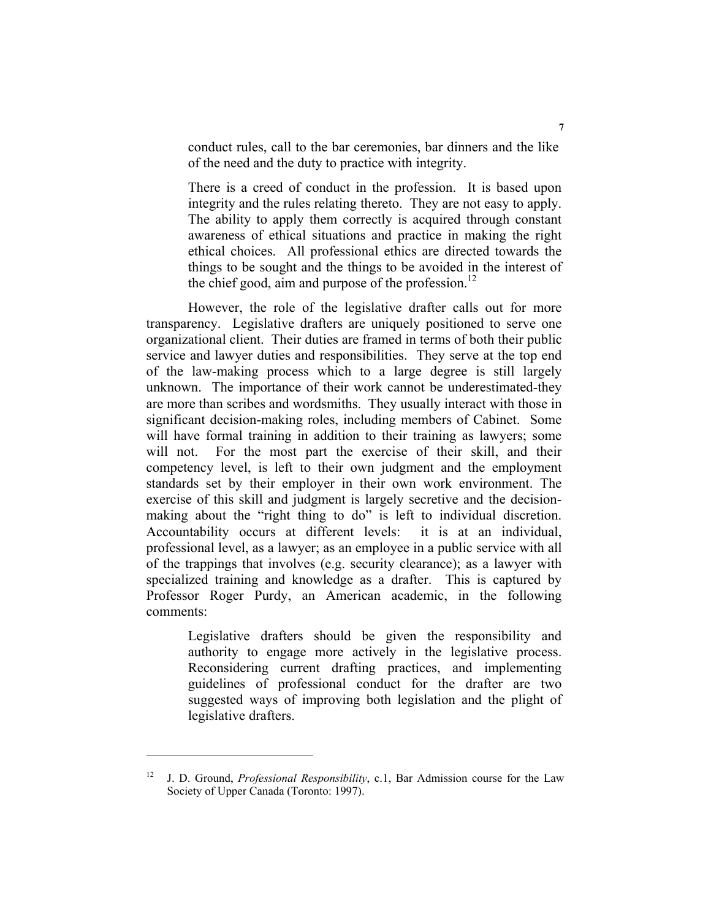> conduct rules, call to the bar ceremonies, bar dinners and the like of the need and the duty to practice with integrity.
>
> There is a creed of conduct in the profession. It is based upon integrity and the rules relating thereto. They are not easy to apply. The ability to apply them correctly is acquired through constant awareness of ethical situations and practice in making the right ethical choices. All professional ethics are directed towards the things to be sought and the things to be avoided in the interest of the chief good, aim and purpose of the profession.[12]

However, the role of the legislative drafter calls out for more transparency. Legislative drafters are uniquely positioned to serve one organizational client. Their duties are framed in terms of both their public service and lawyer duties and responsibilities. They serve at the top end of the law-making process which to a large degree is still largely unknown. The importance of their work cannot be underestimated-they are more than scribes and wordsmiths. They usually interact with those in significant decision-making roles, including members of Cabinet. Some will have formal training in addition to their training as lawyers; some will not. For the most part the exercise of their skill, and their competency level, is left to their own judgment and the employment standards set by their employer in their own work environment. The exercise of this skill and judgment is largely secretive and the decision-making about the "right thing to do" is left to individual discretion. Accountability occurs at different levels: it is at an individual, professional level, as a lawyer; as an employee in a public service with all of the trappings that involves (e.g. security clearance); as a lawyer with specialized training and knowledge as a drafter. This is captured by Professor Roger Purdy, an American academic, in the following comments:

> Legislative drafters should be given the responsibility and authority to engage more actively in the legislative process. Reconsidering current drafting practices, and implementing guidelines of professional conduct for the drafter are two suggested ways of improving both legislation and the plight of legislative drafters.

---

[12] J. D. Ground, *Professional Responsibility*, c.1, Bar Admission course for the Law Society of Upper Canada (Toronto: 1997).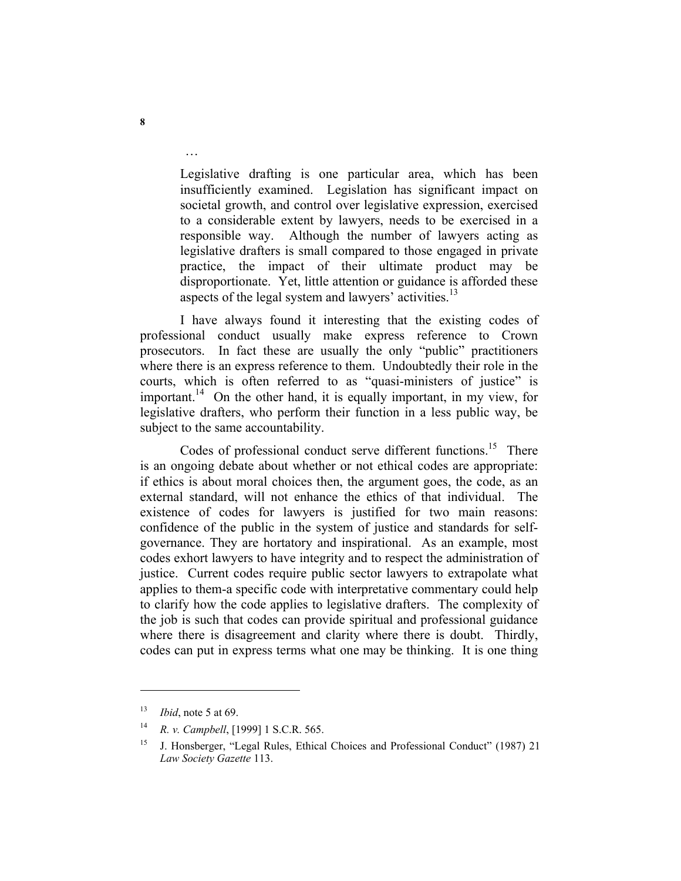…

> Legislative drafting is one particular area, which has been insufficiently examined. Legislation has significant impact on societal growth, and control over legislative expression, exercised to a considerable extent by lawyers, needs to be exercised in a responsible way. Although the number of lawyers acting as legislative drafters is small compared to those engaged in private practice, the impact of their ultimate product may be disproportionate. Yet, little attention or guidance is afforded these aspects of the legal system and lawyers' activities.[13]

I have always found it interesting that the existing codes of professional conduct usually make express reference to Crown prosecutors. In fact these are usually the only "public" practitioners where there is an express reference to them. Undoubtedly their role in the courts, which is often referred to as "quasi-ministers of justice" is important.[14] On the other hand, it is equally important, in my view, for legislative drafters, who perform their function in a less public way, be subject to the same accountability.

Codes of professional conduct serve different functions.[15] There is an ongoing debate about whether or not ethical codes are appropriate: if ethics is about moral choices then, the argument goes, the code, as an external standard, will not enhance the ethics of that individual. The existence of codes for lawyers is justified for two main reasons: confidence of the public in the system of justice and standards for self-governance. They are hortatory and inspirational. As an example, most codes exhort lawyers to have integrity and to respect the administration of justice. Current codes require public sector lawyers to extrapolate what applies to them-a specific code with interpretative commentary could help to clarify how the code applies to legislative drafters. The complexity of the job is such that codes can provide spiritual and professional guidance where there is disagreement and clarity where there is doubt. Thirdly, codes can put in express terms what one may be thinking. It is one thing

---

[13] *Ibid*, note 5 at 69.

[14] *R. v. Campbell*, [1999] 1 S.C.R. 565.

[15] J. Honsberger, "Legal Rules, Ethical Choices and Professional Conduct" (1987) 21 *Law Society Gazette* 113.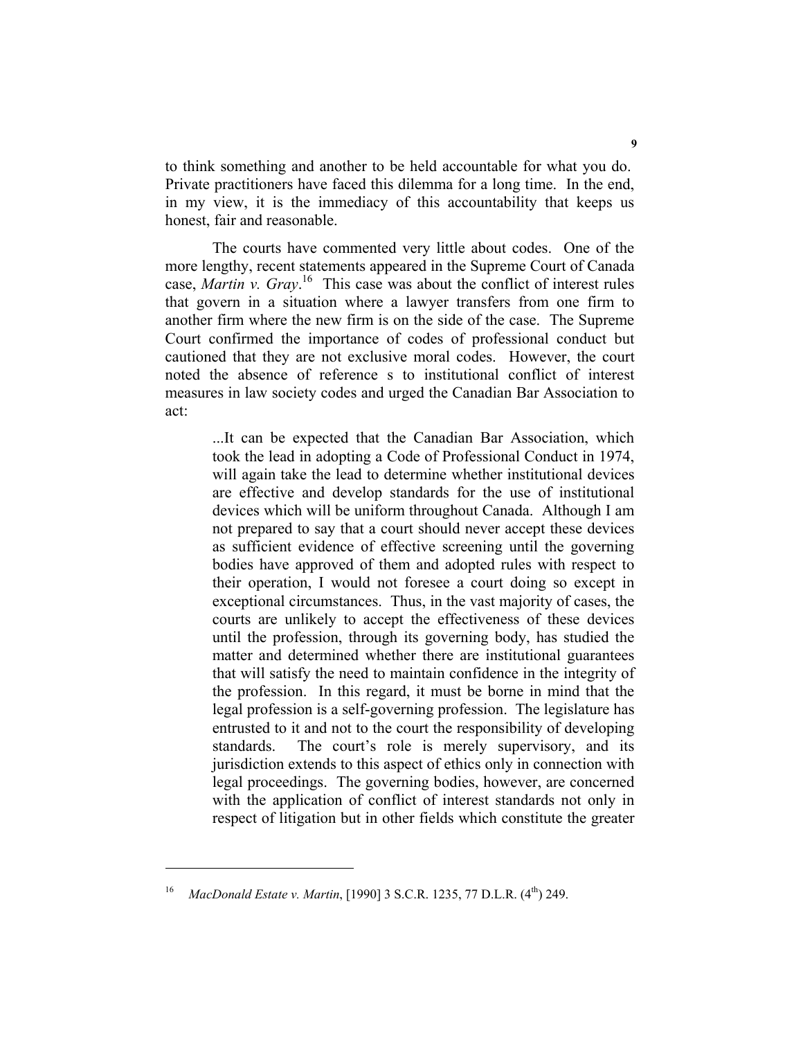to think something and another to be held accountable for what you do. Private practitioners have faced this dilemma for a long time. In the end, in my view, it is the immediacy of this accountability that keeps us honest, fair and reasonable.

The courts have commented very little about codes. One of the more lengthy, recent statements appeared in the Supreme Court of Canada case, *Martin v. Gray*.[16] This case was about the conflict of interest rules that govern in a situation where a lawyer transfers from one firm to another firm where the new firm is on the side of the case. The Supreme Court confirmed the importance of codes of professional conduct but cautioned that they are not exclusive moral codes. However, the court noted the absence of reference s to institutional conflict of interest measures in law society codes and urged the Canadian Bar Association to act:

> ...It can be expected that the Canadian Bar Association, which took the lead in adopting a Code of Professional Conduct in 1974, will again take the lead to determine whether institutional devices are effective and develop standards for the use of institutional devices which will be uniform throughout Canada. Although I am not prepared to say that a court should never accept these devices as sufficient evidence of effective screening until the governing bodies have approved of them and adopted rules with respect to their operation, I would not foresee a court doing so except in exceptional circumstances. Thus, in the vast majority of cases, the courts are unlikely to accept the effectiveness of these devices until the profession, through its governing body, has studied the matter and determined whether there are institutional guarantees that will satisfy the need to maintain confidence in the integrity of the profession. In this regard, it must be borne in mind that the legal profession is a self-governing profession. The legislature has entrusted to it and not to the court the responsibility of developing standards. The court's role is merely supervisory, and its jurisdiction extends to this aspect of ethics only in connection with legal proceedings. The governing bodies, however, are concerned with the application of conflict of interest standards not only in respect of litigation but in other fields which constitute the greater

---

[16] *MacDonald Estate v. Martin*, [1990] 3 S.C.R. 1235, 77 D.L.R. (4th) 249.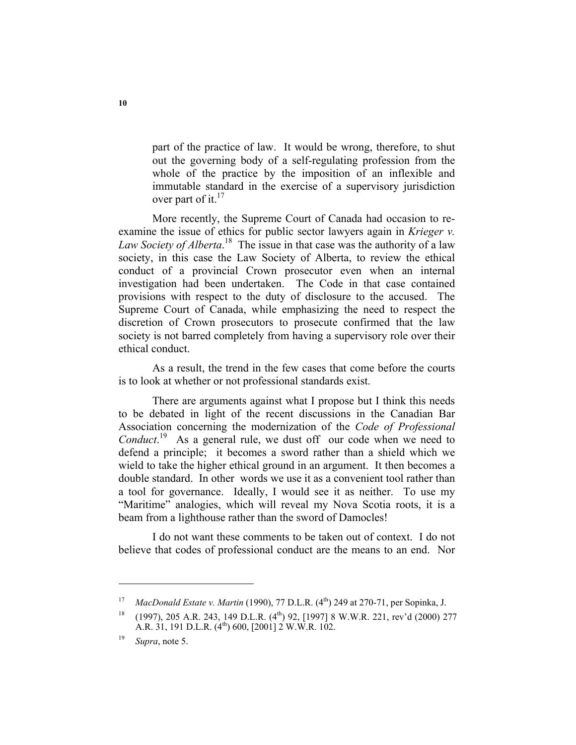> part of the practice of law. It would be wrong, therefore, to shut out the governing body of a self-regulating profession from the whole of the practice by the imposition of an inflexible and immutable standard in the exercise of a supervisory jurisdiction over part of it.[17]

More recently, the Supreme Court of Canada had occasion to re-examine the issue of ethics for public sector lawyers again in *Krieger v. Law Society of Alberta*.[18] The issue in that case was the authority of a law society, in this case the Law Society of Alberta, to review the ethical conduct of a provincial Crown prosecutor even when an internal investigation had been undertaken. The Code in that case contained provisions with respect to the duty of disclosure to the accused. The Supreme Court of Canada, while emphasizing the need to respect the discretion of Crown prosecutors to prosecute confirmed that the law society is not barred completely from having a supervisory role over their ethical conduct.

As a result, the trend in the few cases that come before the courts is to look at whether or not professional standards exist.

There are arguments against what I propose but I think this needs to be debated in light of the recent discussions in the Canadian Bar Association concerning the modernization of the *Code of Professional Conduct*.[19] As a general rule, we dust off our code when we need to defend a principle; it becomes a sword rather than a shield which we wield to take the higher ethical ground in an argument. It then becomes a double standard. In other words we use it as a convenient tool rather than a tool for governance. Ideally, I would see it as neither. To use my "Maritime" analogies, which will reveal my Nova Scotia roots, it is a beam from a lighthouse rather than the sword of Damocles!

I do not want these comments to be taken out of context. I do not believe that codes of professional conduct are the means to an end. Nor

---

[17] *MacDonald Estate v. Martin* (1990), 77 D.L.R. (4th) 249 at 270-71, per Sopinka, J.

[18] (1997), 205 A.R. 243, 149 D.L.R. (4th) 92, [1997] 8 W.W.R. 221, rev'd (2000) 277 A.R. 31, 191 D.L.R. (4th) 600, [2001] 2 W.W.R. 102.

[19] *Supra*, note 5.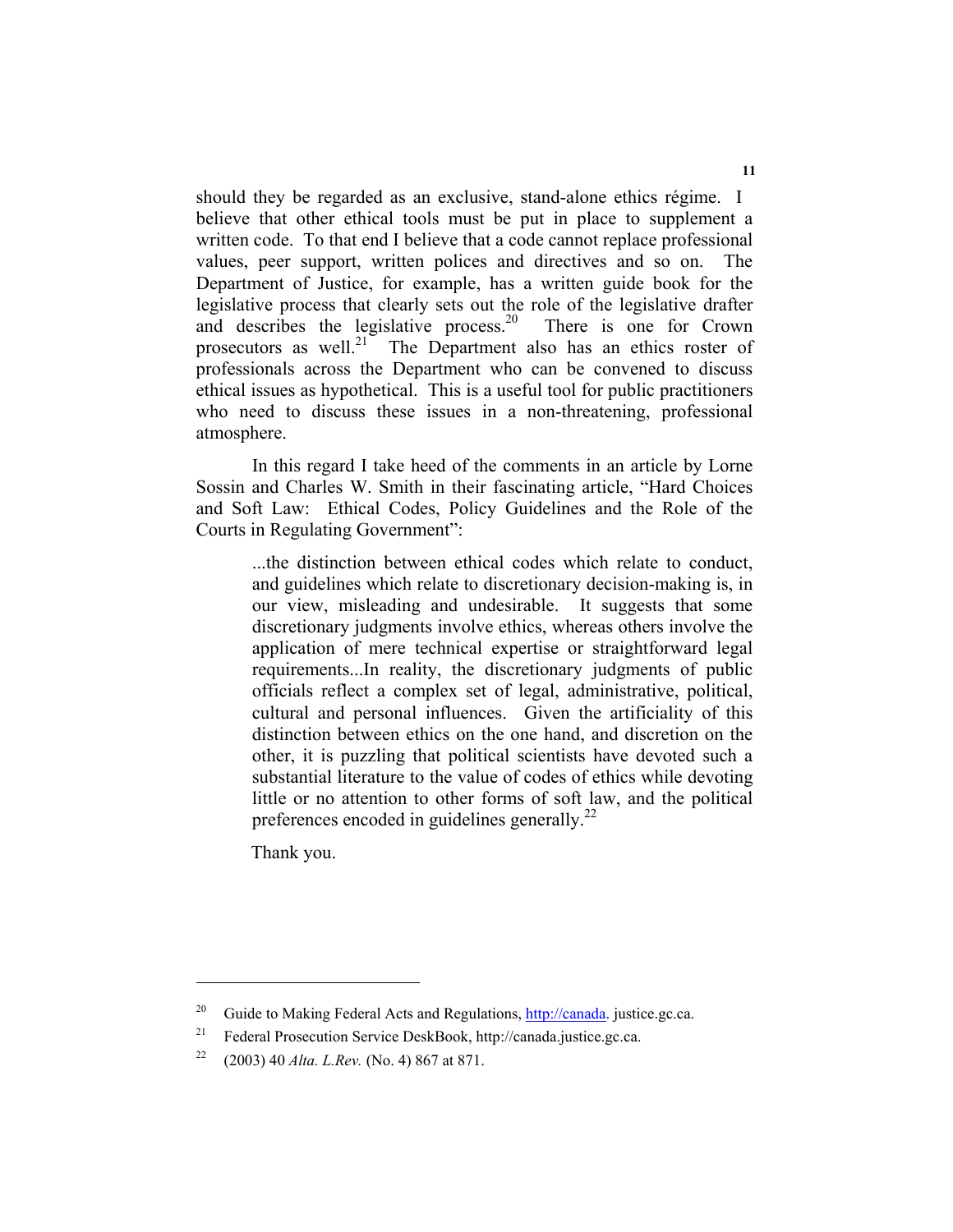should they be regarded as an exclusive, stand-alone ethics régime. I believe that other ethical tools must be put in place to supplement a written code. To that end I believe that a code cannot replace professional values, peer support, written polices and directives and so on. The Department of Justice, for example, has a written guide book for the legislative process that clearly sets out the role of the legislative drafter and describes the legislative process.[20] There is one for Crown prosecutors as well.[21] The Department also has an ethics roster of professionals across the Department who can be convened to discuss ethical issues as hypothetical. This is a useful tool for public practitioners who need to discuss these issues in a non-threatening, professional atmosphere.

In this regard I take heed of the comments in an article by Lorne Sossin and Charles W. Smith in their fascinating article, "Hard Choices and Soft Law: Ethical Codes, Policy Guidelines and the Role of the Courts in Regulating Government":

> ...the distinction between ethical codes which relate to conduct, and guidelines which relate to discretionary decision-making is, in our view, misleading and undesirable. It suggests that some discretionary judgments involve ethics, whereas others involve the application of mere technical expertise or straightforward legal requirements...In reality, the discretionary judgments of public officials reflect a complex set of legal, administrative, political, cultural and personal influences. Given the artificiality of this distinction between ethics on the one hand, and discretion on the other, it is puzzling that political scientists have devoted such a substantial literature to the value of codes of ethics while devoting little or no attention to other forms of soft law, and the political preferences encoded in guidelines generally.[22]

Thank you.

---

[20] Guide to Making Federal Acts and Regulations, http://canada. justice.gc.ca.

[21] Federal Prosecution Service DeskBook, http://canada.justice.gc.ca.

[22] (2003) 40 *Alta. L.Rev.* (No. 4) 867 at 871.